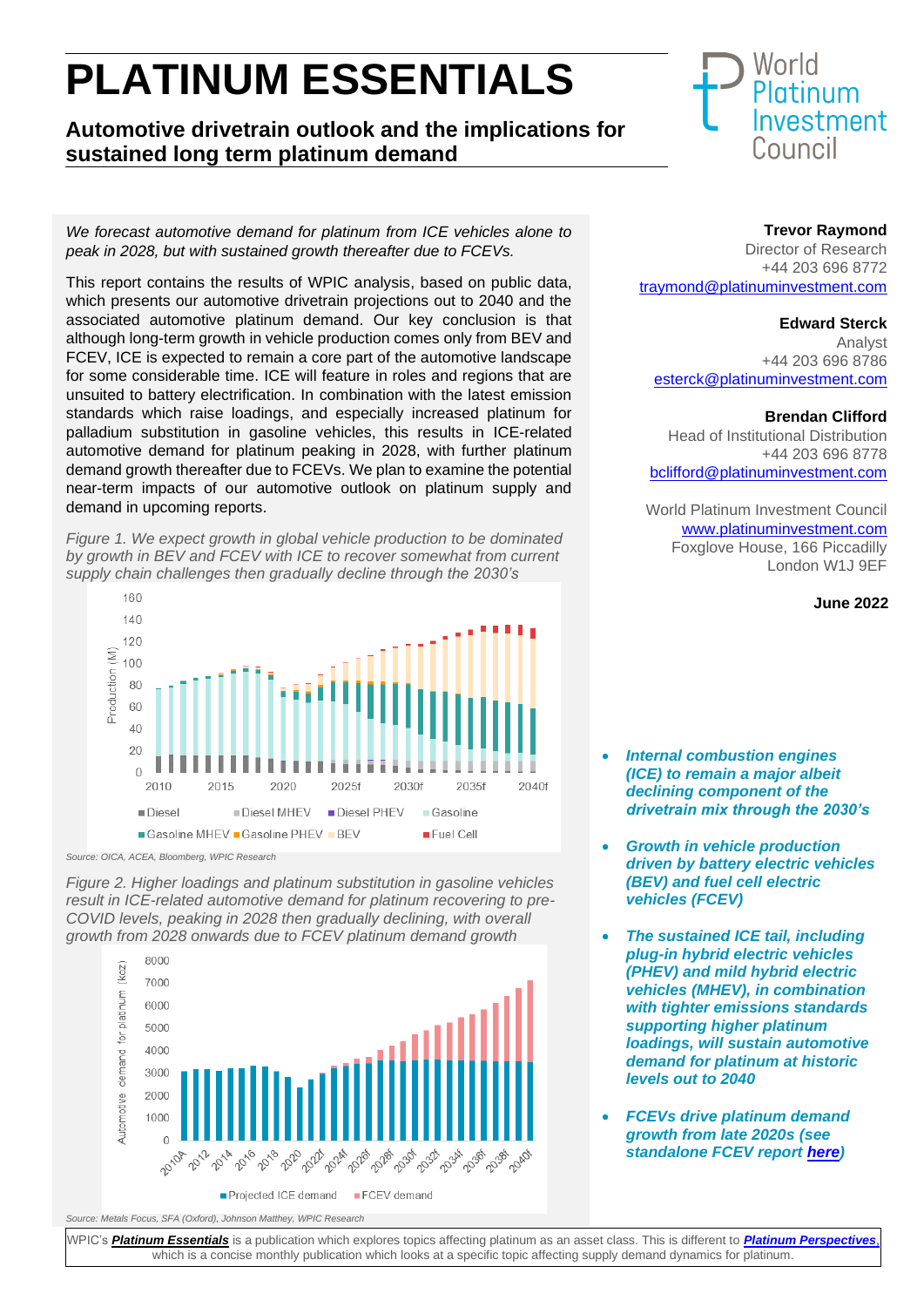# PLATINUM ESSENTIALS

## Automotive drivetrain outlook and the implications for sustained long term platinum demand

*We forecast automotive demand for platinum from ICE vehicles alone to peak in 2028, but with sustained growth thereafter due to FCEVs.*

This report contains the results of WPIC analysis, based on public data, which presents our automotive drivetrain projections out to 2040 and the associated automotive platinum demand. Our key conclusion is that although long-term growth in vehicle production comes only from BEV and FCEV, ICE is expected to remain a core part of the automotive landscape for some considerable time. ICE will feature in roles and regions that are unsuited to battery electrification. In combination with the latest emission standards which raise loadings, and especially increased platinum for palladium substitution in gasoline vehicles, this results in ICE-related automotive demand for platinum peaking in 2028, with further platinum demand growth thereafter due to FCEVs. We plan to examine the potential near-term impacts of our automotive outlook on platinum supply and demand in upcoming reports.

*Figure 1. We expect growth in global vehicle production to be dominated by growth in BEV and FCEV with ICE to recover somewhat from current supply chain challenges then gradually decline through the 2030's*

Source: OICA, ACEA, Bloomberg, WPIC Research

*Figure 2. Higher loadings and platinum substitution in gasoline vehicles result in ICE-related automotive demand for platinum recovering to pre-COVID levels, peaking in 2028 then gradually declining, with overall growth from 2028 onwards due to FCEV platinum demand growth*

Source: Metals Focus, SFA (Oxford), Johnson Matthey, WPIC Research

**Trevor Raymond**
Director of Research
+44 203 696 8772
traymond@platinuminvestment.com

**Edward Sterck**
Analyst
+44 203 696 8786
esterck@platinuminvestment.com

**Brendan Clifford**
Head of Institutional Distribution
+44 203 696 8778
bclifford@platinuminvestment.com

World Platinum Investment Council
www.platinuminvestment.com
Foxglove House, 166 Piccadilly
London W1J 9EF

**June 2022**

- ***Internal combustion engines (ICE) to remain a major albeit declining component of the drivetrain mix through the 2030's***
- ***Growth in vehicle production driven by battery electric vehicles (BEV) and fuel cell electric vehicles (FCEV)***
- ***The sustained ICE tail, including plug-in hybrid electric vehicles (PHEV) and mild hybrid electric vehicles (MHEV), in combination with tighter emissions standards supporting higher platinum loadings, will sustain automotive demand for platinum at historic levels out to 2040***
- ***FCEVs drive platinum demand growth from late 2020s (see standalone FCEV report here)***

WPIC's ***Platinum Essentials*** is a publication which explores topics affecting platinum as an asset class. This is different to ***Platinum Perspectives***, which is a concise monthly publication which looks at a specific topic affecting supply demand dynamics for platinum.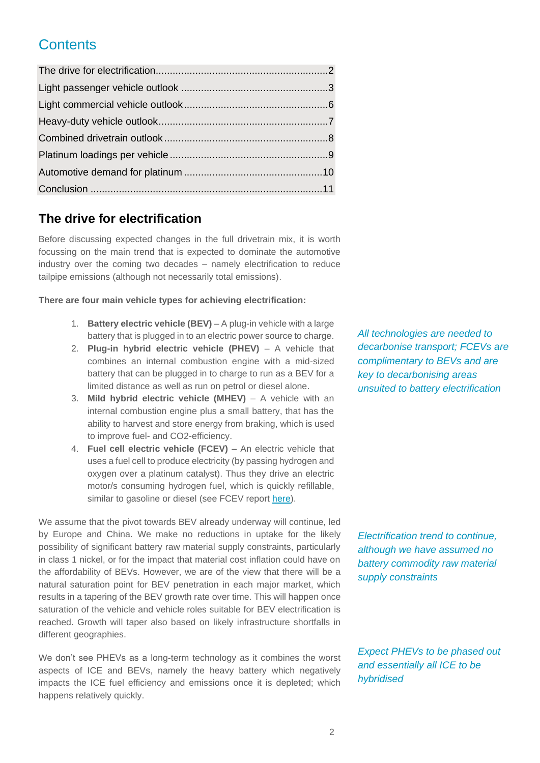## Contents

| | |
|---|---|
| The drive for electrification | 2 |
| Light passenger vehicle outlook | 3 |
| Light commercial vehicle outlook | 6 |
| Heavy-duty vehicle outlook | 7 |
| Combined drivetrain outlook | 8 |
| Platinum loadings per vehicle | 9 |
| Automotive demand for platinum | 10 |
| Conclusion | 11 |

## The drive for electrification

Before discussing expected changes in the full drivetrain mix, it is worth focussing on the main trend that is expected to dominate the automotive industry over the coming two decades – namely electrification to reduce tailpipe emissions (although not necessarily total emissions).

**There are four main vehicle types for achieving electrification:**

*All technologies are needed to decarbonise transport; FCEVs are complimentary to BEVs and are key to decarbonising areas unsuited to battery electrification*

1. **Battery electric vehicle (BEV)** – A plug-in vehicle with a large battery that is plugged in to an electric power source to charge.
2. **Plug-in hybrid electric vehicle (PHEV)** – A vehicle that combines an internal combustion engine with a mid-sized battery that can be plugged in to charge to run as a BEV for a limited distance as well as run on petrol or diesel alone.
3. **Mild hybrid electric vehicle (MHEV)** – A vehicle with an internal combustion engine plus a small battery, that has the ability to harvest and store energy from braking, which is used to improve fuel- and CO2-efficiency.
4. **Fuel cell electric vehicle (FCEV)** – An electric vehicle that uses a fuel cell to produce electricity (by passing hydrogen and oxygen over a platinum catalyst). Thus they drive an electric motor/s consuming hydrogen fuel, which is quickly refillable, similar to gasoline or diesel (see FCEV report here).

*Electrification trend to continue, although we have assumed no battery commodity raw material supply constraints*

We assume that the pivot towards BEV already underway will continue, led by Europe and China. We make no reductions in uptake for the likely possibility of significant battery raw material supply constraints, particularly in class 1 nickel, or for the impact that material cost inflation could have on the affordability of BEVs. However, we are of the view that there will be a natural saturation point for BEV penetration in each major market, which results in a tapering of the BEV growth rate over time. This will happen once saturation of the vehicle and vehicle roles suitable for BEV electrification is reached. Growth will taper also based on likely infrastructure shortfalls in different geographies.

*Expect PHEVs to be phased out and essentially all ICE to be hybridised*

We don't see PHEVs as a long-term technology as it combines the worst aspects of ICE and BEVs, namely the heavy battery which negatively impacts the ICE fuel efficiency and emissions once it is depleted; which happens relatively quickly.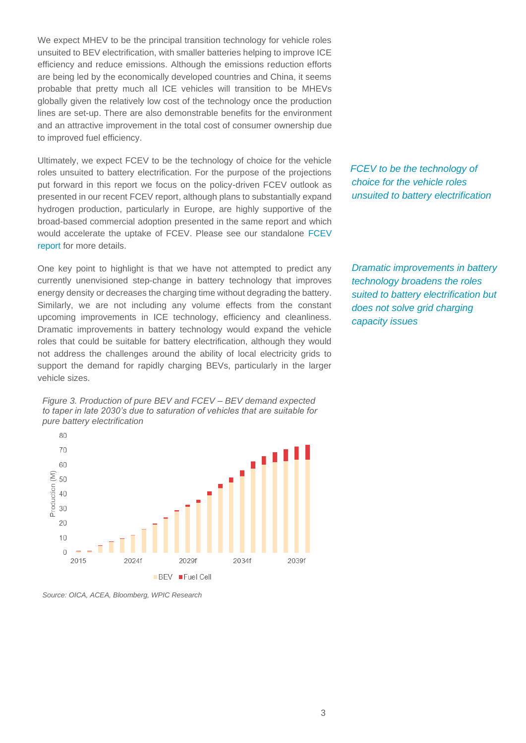We expect MHEV to be the principal transition technology for vehicle roles unsuited to BEV electrification, with smaller batteries helping to improve ICE efficiency and reduce emissions. Although the emissions reduction efforts are being led by the economically developed countries and China, it seems probable that pretty much all ICE vehicles will transition to be MHEVs globally given the relatively low cost of the technology once the production lines are set-up. There are also demonstrable benefits for the environment and an attractive improvement in the total cost of consumer ownership due to improved fuel efficiency.

*FCEV to be the technology of choice for the vehicle roles unsuited to battery electrification*

Ultimately, we expect FCEV to be the technology of choice for the vehicle roles unsuited to battery electrification. For the purpose of the projections put forward in this report we focus on the policy-driven FCEV outlook as presented in our recent FCEV report, although plans to substantially expand hydrogen production, particularly in Europe, are highly supportive of the broad-based commercial adoption presented in the same report and which would accelerate the uptake of FCEV. Please see our standalone FCEV report for more details.

*Dramatic improvements in battery technology broadens the roles suited to battery electrification but does not solve grid charging capacity issues*

One key point to highlight is that we have not attempted to predict any currently unenvisioned step-change in battery technology that improves energy density or decreases the charging time without degrading the battery. Similarly, we are not including any volume effects from the constant upcoming improvements in ICE technology, efficiency and cleanliness. Dramatic improvements in battery technology would expand the vehicle roles that could be suitable for battery electrification, although they would not address the challenges around the ability of local electricity grids to support the demand for rapidly charging BEVs, particularly in the larger vehicle sizes.

*Figure 3. Production of pure BEV and FCEV – BEV demand expected to taper in late 2030's due to saturation of vehicles that are suitable for pure battery electrification*

*Source: OICA, ACEA, Bloomberg, WPIC Research*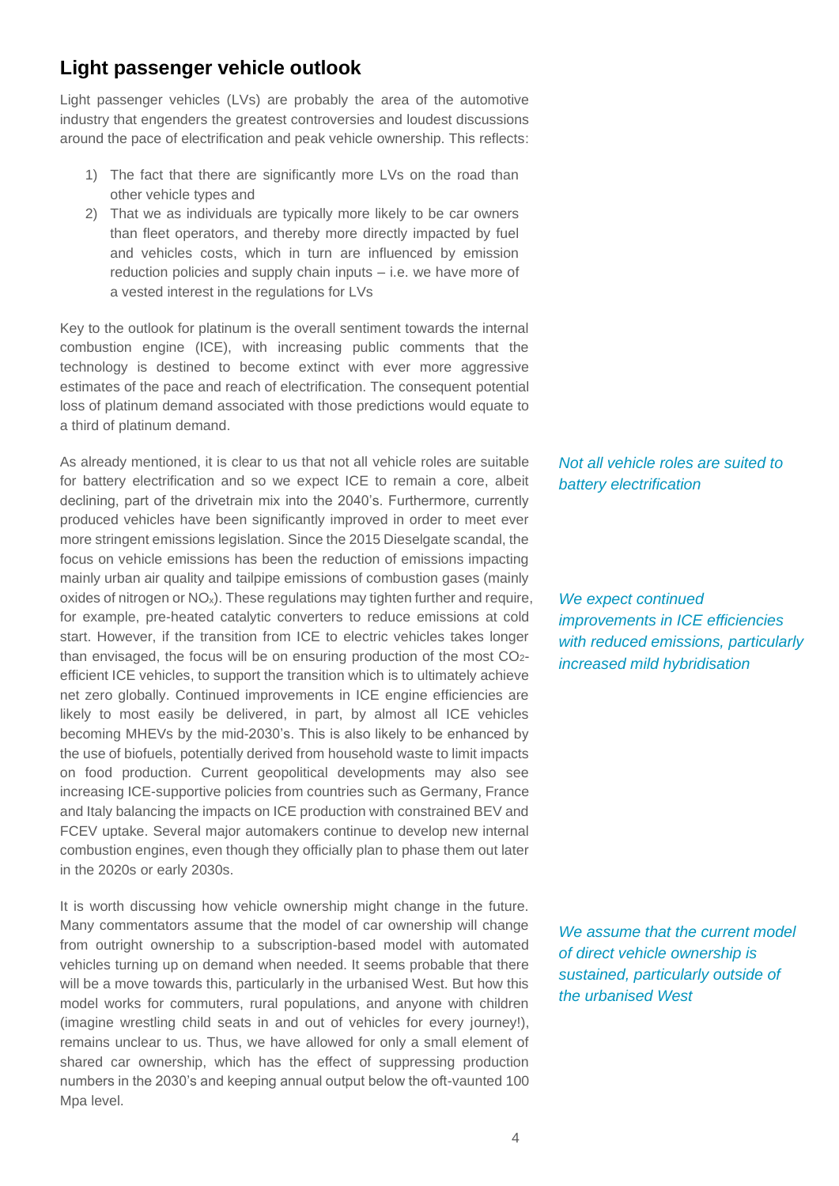## Light passenger vehicle outlook

Light passenger vehicles (LVs) are probably the area of the automotive industry that engenders the greatest controversies and loudest discussions around the pace of electrification and peak vehicle ownership. This reflects:

1) The fact that there are significantly more LVs on the road than other vehicle types and
2) That we as individuals are typically more likely to be car owners than fleet operators, and thereby more directly impacted by fuel and vehicles costs, which in turn are influenced by emission reduction policies and supply chain inputs – i.e. we have more of a vested interest in the regulations for LVs

Key to the outlook for platinum is the overall sentiment towards the internal combustion engine (ICE), with increasing public comments that the technology is destined to become extinct with ever more aggressive estimates of the pace and reach of electrification. The consequent potential loss of platinum demand associated with those predictions would equate to a third of platinum demand.

*Not all vehicle roles are suited to battery electrification*

As already mentioned, it is clear to us that not all vehicle roles are suitable for battery electrification and so we expect ICE to remain a core, albeit declining, part of the drivetrain mix into the 2040's. Furthermore, currently produced vehicles have been significantly improved in order to meet ever more stringent emissions legislation. Since the 2015 Dieselgate scandal, the focus on vehicle emissions has been the reduction of emissions impacting mainly urban air quality and tailpipe emissions of combustion gases (mainly oxides of nitrogen or $NO_x$). These regulations may tighten further and require, for example, pre-heated catalytic converters to reduce emissions at cold start. However, if the transition from ICE to electric vehicles takes longer than envisaged, the focus will be on ensuring production of the most $CO_2$-efficient ICE vehicles, to support the transition which is to ultimately achieve net zero globally. Continued improvements in ICE engine efficiencies are likely to most easily be delivered, in part, by almost all ICE vehicles becoming MHEVs by the mid-2030's. This is also likely to be enhanced by the use of biofuels, potentially derived from household waste to limit impacts on food production. Current geopolitical developments may also see increasing ICE-supportive policies from countries such as Germany, France and Italy balancing the impacts on ICE production with constrained BEV and FCEV uptake. Several major automakers continue to develop new internal combustion engines, even though they officially plan to phase them out later in the 2020s or early 2030s.

*We expect continued improvements in ICE efficiencies with reduced emissions, particularly increased mild hybridisation*

It is worth discussing how vehicle ownership might change in the future. Many commentators assume that the model of car ownership will change from outright ownership to a subscription-based model with automated vehicles turning up on demand when needed. It seems probable that there will be a move towards this, particularly in the urbanised West. But how this model works for commuters, rural populations, and anyone with children (imagine wrestling child seats in and out of vehicles for every journey!), remains unclear to us. Thus, we have allowed for only a small element of shared car ownership, which has the effect of suppressing production numbers in the 2030's and keeping annual output below the oft-vaunted 100 Mpa level.

*We assume that the current model of direct vehicle ownership is sustained, particularly outside of the urbanised West*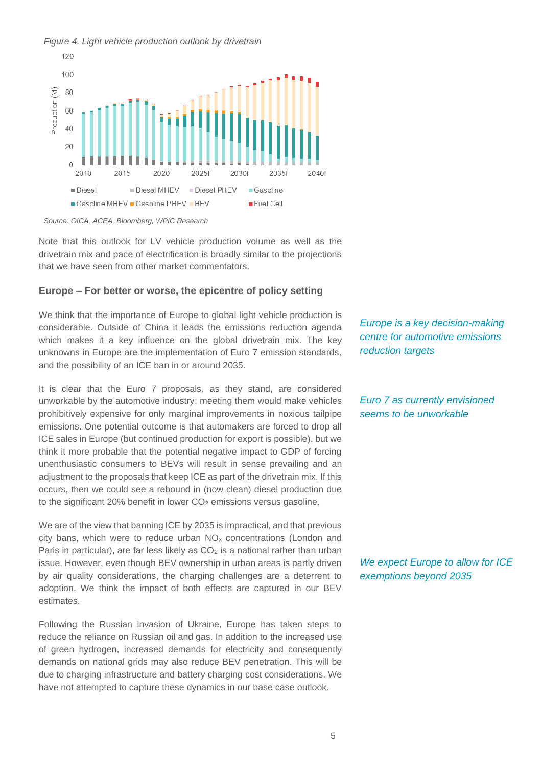*Figure 4. Light vehicle production outlook by drivetrain*

*Source: OICA, ACEA, Bloomberg, WPIC Research*

Note that this outlook for LV vehicle production volume as well as the drivetrain mix and pace of electrification is broadly similar to the projections that we have seen from other market commentators.

### Europe – For better or worse, the epicentre of policy setting

*Europe is a key decision-making centre for automotive emissions reduction targets*

We think that the importance of Europe to global light vehicle production is considerable. Outside of China it leads the emissions reduction agenda which makes it a key influence on the global drivetrain mix. The key unknowns in Europe are the implementation of Euro 7 emission standards, and the possibility of an ICE ban in or around 2035.

*Euro 7 as currently envisioned seems to be unworkable*

It is clear that the Euro 7 proposals, as they stand, are considered unworkable by the automotive industry; meeting them would make vehicles prohibitively expensive for only marginal improvements in noxious tailpipe emissions. One potential outcome is that automakers are forced to drop all ICE sales in Europe (but continued production for export is possible), but we think it more probable that the potential negative impact to GDP of forcing unenthusiastic consumers to BEVs will result in sense prevailing and an adjustment to the proposals that keep ICE as part of the drivetrain mix. If this occurs, then we could see a rebound in (now clean) diesel production due to the significant 20% benefit in lower $CO_2$ emissions versus gasoline.

*We expect Europe to allow for ICE exemptions beyond 2035*

We are of the view that banning ICE by 2035 is impractical, and that previous city bans, which were to reduce urban $NO_x$ concentrations (London and Paris in particular), are far less likely as $CO_2$ is a national rather than urban issue. However, even though BEV ownership in urban areas is partly driven by air quality considerations, the charging challenges are a deterrent to adoption. We think the impact of both effects are captured in our BEV estimates.

Following the Russian invasion of Ukraine, Europe has taken steps to reduce the reliance on Russian oil and gas. In addition to the increased use of green hydrogen, increased demands for electricity and consequently demands on national grids may also reduce BEV penetration. This will be due to charging infrastructure and battery charging cost considerations. We have not attempted to capture these dynamics in our base case outlook.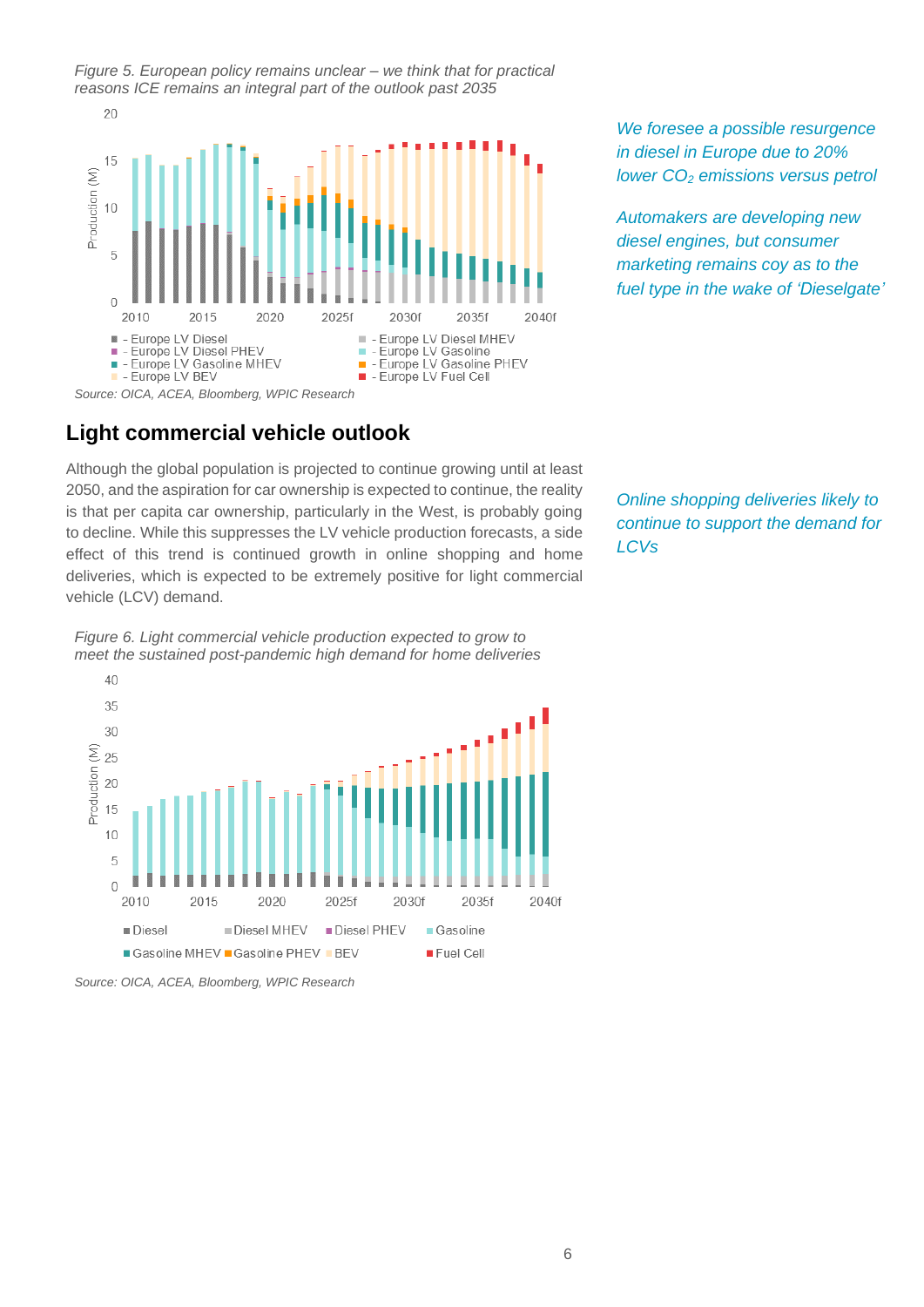*Figure 5. European policy remains unclear – we think that for practical reasons ICE remains an integral part of the outlook past 2035*

Source: OICA, ACEA, Bloomberg, WPIC Research

*We foresee a possible resurgence in diesel in Europe due to 20% lower $CO_2$ emissions versus petrol*

*Automakers are developing new diesel engines, but consumer marketing remains coy as to the fuel type in the wake of 'Dieselgate'*

## Light commercial vehicle outlook

Although the global population is projected to continue growing until at least 2050, and the aspiration for car ownership is expected to continue, the reality is that per capita car ownership, particularly in the West, is probably going to decline. While this suppresses the LV vehicle production forecasts, a side effect of this trend is continued growth in online shopping and home deliveries, which is expected to be extremely positive for light commercial vehicle (LCV) demand.

*Online shopping deliveries likely to continue to support the demand for LCVs*

*Figure 6. Light commercial vehicle production expected to grow to meet the sustained post-pandemic high demand for home deliveries*

Source: OICA, ACEA, Bloomberg, WPIC Research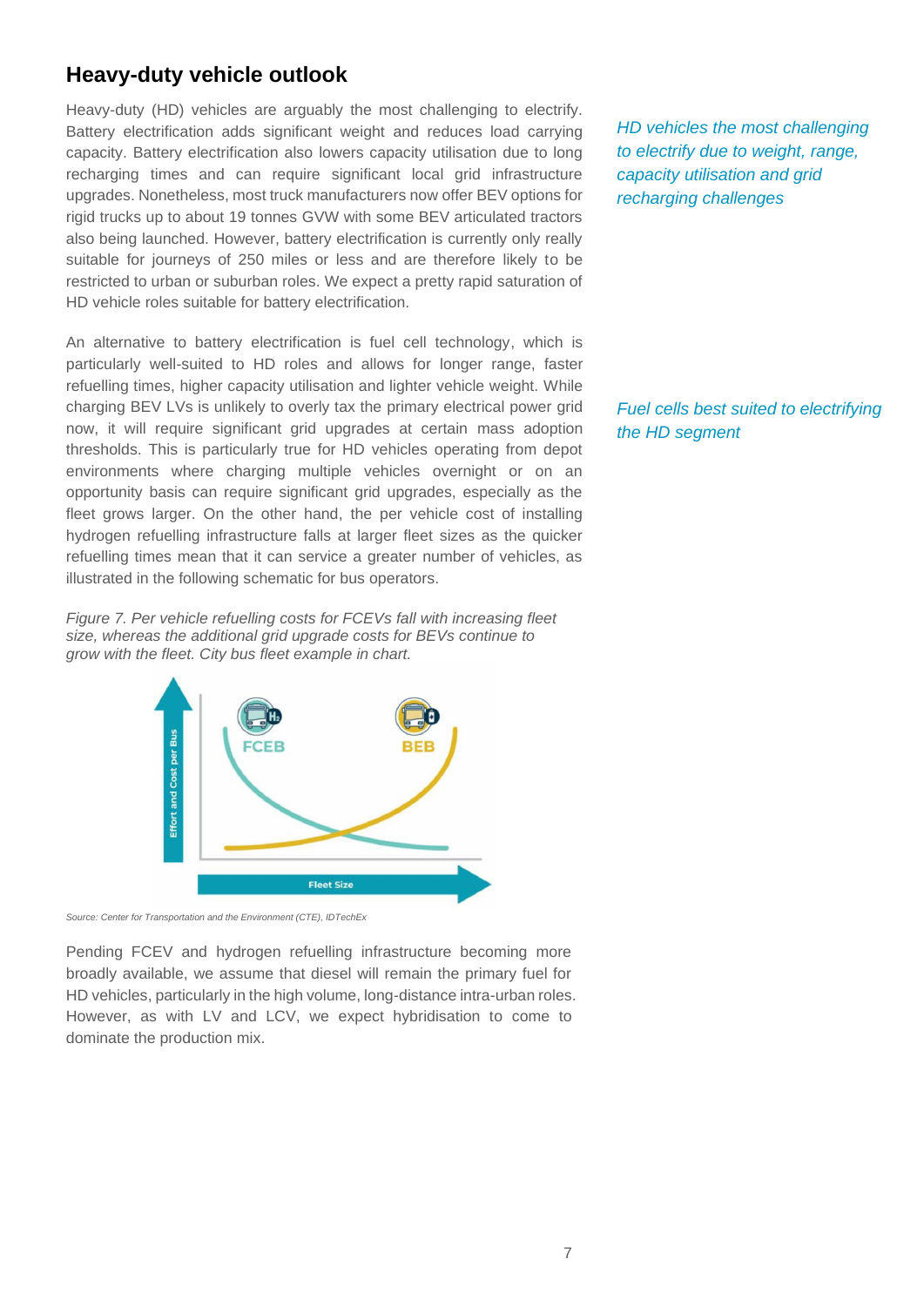## Heavy-duty vehicle outlook

Heavy-duty (HD) vehicles are arguably the most challenging to electrify. Battery electrification adds significant weight and reduces load carrying capacity. Battery electrification also lowers capacity utilisation due to long recharging times and can require significant local grid infrastructure upgrades. Nonetheless, most truck manufacturers now offer BEV options for rigid trucks up to about 19 tonnes GVW with some BEV articulated tractors also being launched. However, battery electrification is currently only really suitable for journeys of 250 miles or less and are therefore likely to be restricted to urban or suburban roles. We expect a pretty rapid saturation of HD vehicle roles suitable for battery electrification.

*HD vehicles the most challenging to electrify due to weight, range, capacity utilisation and grid recharging challenges*

An alternative to battery electrification is fuel cell technology, which is particularly well-suited to HD roles and allows for longer range, faster refuelling times, higher capacity utilisation and lighter vehicle weight. While charging BEV LVs is unlikely to overly tax the primary electrical power grid now, it will require significant grid upgrades at certain mass adoption thresholds. This is particularly true for HD vehicles operating from depot environments where charging multiple vehicles overnight or on an opportunity basis can require significant grid upgrades, especially as the fleet grows larger. On the other hand, the per vehicle cost of installing hydrogen refuelling infrastructure falls at larger fleet sizes as the quicker refuelling times mean that it can service a greater number of vehicles, as illustrated in the following schematic for bus operators.

*Fuel cells best suited to electrifying the HD segment*

*Figure 7. Per vehicle refuelling costs for FCEVs fall with increasing fleet size, whereas the additional grid upgrade costs for BEVs continue to grow with the fleet. City bus fleet example in chart.*

Source: Center for Transportation and the Environment (CTE), IDTechEx

Pending FCEV and hydrogen refuelling infrastructure becoming more broadly available, we assume that diesel will remain the primary fuel for HD vehicles, particularly in the high volume, long-distance intra-urban roles. However, as with LV and LCV, we expect hybridisation to come to dominate the production mix.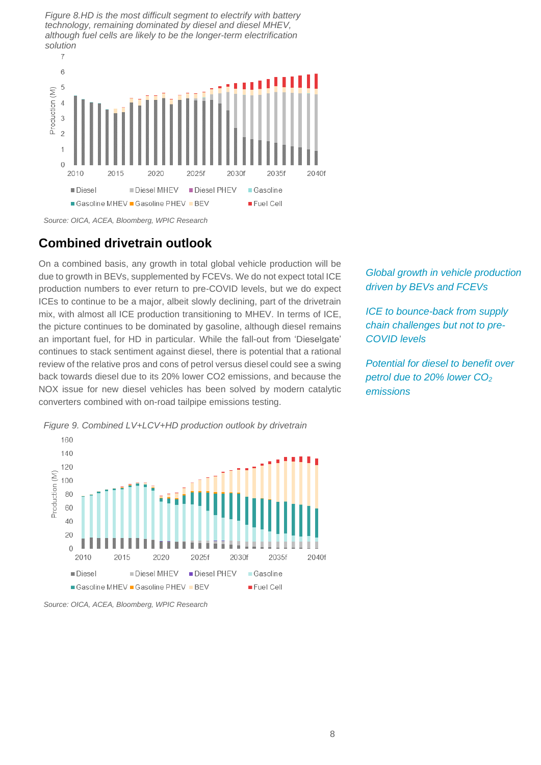*Figure 8.HD is the most difficult segment to electrify with battery technology, remaining dominated by diesel and diesel MHEV, although fuel cells are likely to be the longer-term electrification solution*

*Source: OICA, ACEA, Bloomberg, WPIC Research*

## Combined drivetrain outlook

On a combined basis, any growth in total global vehicle production will be due to growth in BEVs, supplemented by FCEVs. We do not expect total ICE production numbers to ever return to pre-COVID levels, but we do expect ICEs to continue to be a major, albeit slowly declining, part of the drivetrain mix, with almost all ICE production transitioning to MHEV. In terms of ICE, the picture continues to be dominated by gasoline, although diesel remains an important fuel, for HD in particular. While the fall-out from 'Dieselgate' continues to stack sentiment against diesel, there is potential that a rational review of the relative pros and cons of petrol versus diesel could see a swing back towards diesel due to its 20% lower CO2 emissions, and because the NOX issue for new diesel vehicles has been solved by modern catalytic converters combined with on-road tailpipe emissions testing.

*Global growth in vehicle production driven by BEVs and FCEVs*

*ICE to bounce-back from supply chain challenges but not to pre-COVID levels*

*Potential for diesel to benefit over petrol due to 20% lower $CO_2$ emissions*

*Figure 9. Combined LV+LCV+HD production outlook by drivetrain*

*Source: OICA, ACEA, Bloomberg, WPIC Research*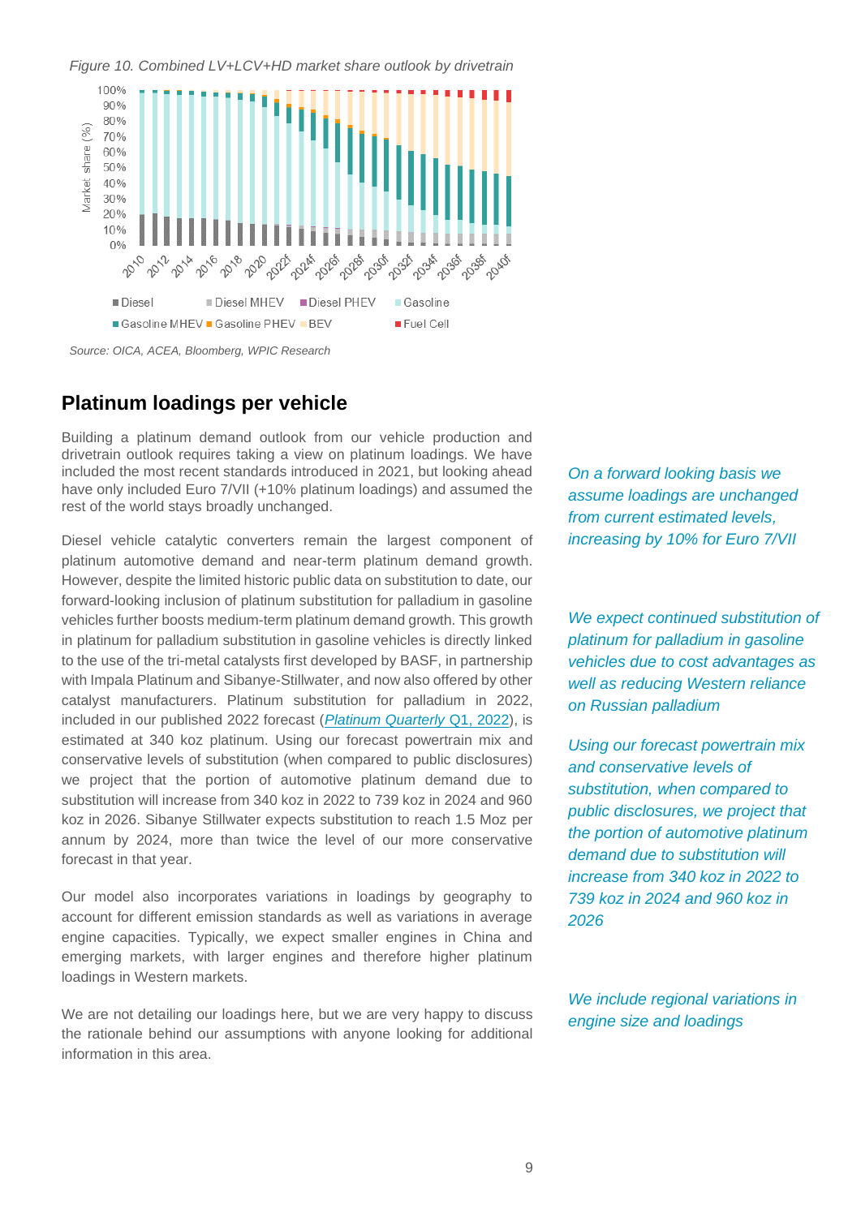*Figure 10. Combined LV+LCV+HD market share outlook by drivetrain*

*Source: OICA, ACEA, Bloomberg, WPIC Research*

## Platinum loadings per vehicle

Building a platinum demand outlook from our vehicle production and drivetrain outlook requires taking a view on platinum loadings. We have included the most recent standards introduced in 2021, but looking ahead have only included Euro 7/VII (+10% platinum loadings) and assumed the rest of the world stays broadly unchanged.

*On a forward looking basis we assume loadings are unchanged from current estimated levels, increasing by 10% for Euro 7/VII*

Diesel vehicle catalytic converters remain the largest component of platinum automotive demand and near-term platinum demand growth. However, despite the limited historic public data on substitution to date, our forward-looking inclusion of platinum substitution for palladium in gasoline vehicles further boosts medium-term platinum demand growth. This growth in platinum for palladium substitution in gasoline vehicles is directly linked to the use of the tri-metal catalysts first developed by BASF, in partnership with Impala Platinum and Sibanye-Stillwater, and now also offered by other catalyst manufacturers. Platinum substitution for palladium in 2022, included in our published 2022 forecast ([*Platinum Quarterly* Q1, 2022]), is estimated at 340 koz platinum. Using our forecast powertrain mix and conservative levels of substitution (when compared to public disclosures) we project that the portion of automotive platinum demand due to substitution will increase from 340 koz in 2022 to 739 koz in 2024 and 960 koz in 2026. Sibanye Stillwater expects substitution to reach 1.5 Moz per annum by 2024, more than twice the level of our more conservative forecast in that year.

*We expect continued substitution of platinum for palladium in gasoline vehicles due to cost advantages as well as reducing Western reliance on Russian palladium*

*Using our forecast powertrain mix and conservative levels of substitution, when compared to public disclosures, we project that the portion of automotive platinum demand due to substitution will increase from 340 koz in 2022 to 739 koz in 2024 and 960 koz in 2026*

Our model also incorporates variations in loadings by geography to account for different emission standards as well as variations in average engine capacities. Typically, we expect smaller engines in China and emerging markets, with larger engines and therefore higher platinum loadings in Western markets.

*We include regional variations in engine size and loadings*

We are not detailing our loadings here, but we are very happy to discuss the rationale behind our assumptions with anyone looking for additional information in this area.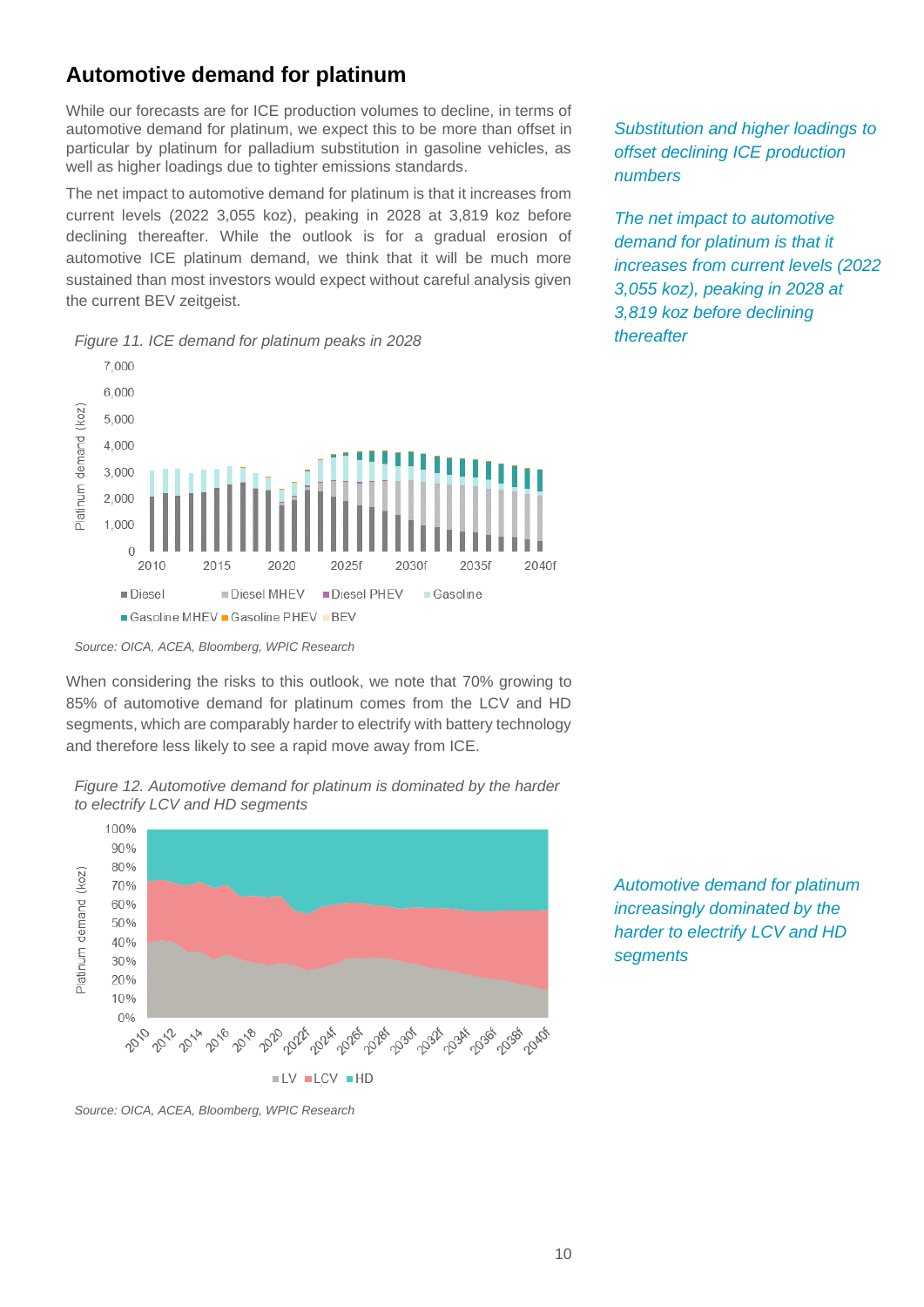## Automotive demand for platinum

While our forecasts are for ICE production volumes to decline, in terms of automotive demand for platinum, we expect this to be more than offset in particular by platinum for palladium substitution in gasoline vehicles, as well as higher loadings due to tighter emissions standards.

*Substitution and higher loadings to offset declining ICE production numbers*

The net impact to automotive demand for platinum is that it increases from current levels (2022 3,055 koz), peaking in 2028 at 3,819 koz before declining thereafter. While the outlook is for a gradual erosion of automotive ICE platinum demand, we think that it will be much more sustained than most investors would expect without careful analysis given the current BEV zeitgeist.

*The net impact to automotive demand for platinum is that it increases from current levels (2022 3,055 koz), peaking in 2028 at 3,819 koz before declining thereafter*

*Figure 11. ICE demand for platinum peaks in 2028*

*Source: OICA, ACEA, Bloomberg, WPIC Research*

When considering the risks to this outlook, we note that 70% growing to 85% of automotive demand for platinum comes from the LCV and HD segments, which are comparably harder to electrify with battery technology and therefore less likely to see a rapid move away from ICE.

*Automotive demand for platinum increasingly dominated by the harder to electrify LCV and HD segments*

*Figure 12. Automotive demand for platinum is dominated by the harder to electrify LCV and HD segments*

*Source: OICA, ACEA, Bloomberg, WPIC Research*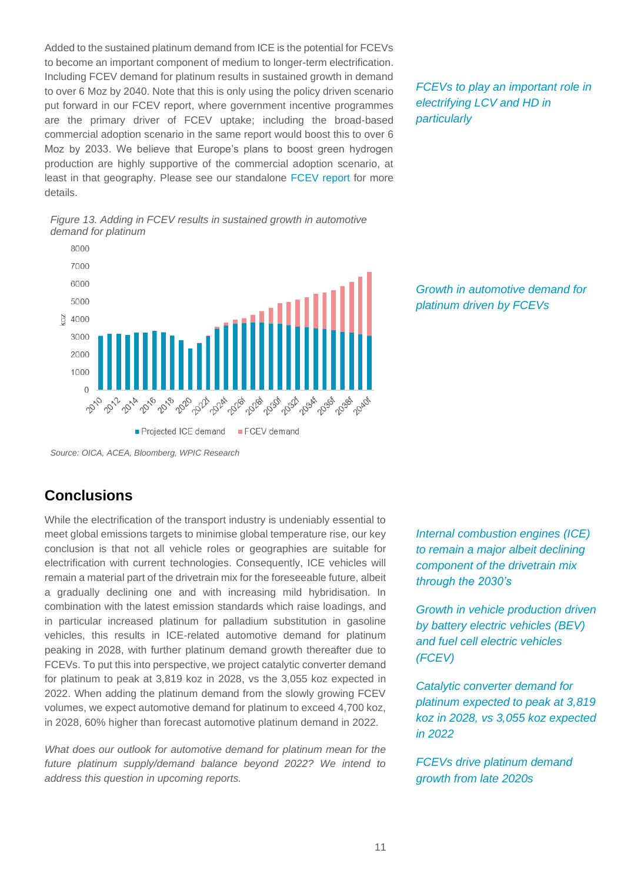Added to the sustained platinum demand from ICE is the potential for FCEVs to become an important component of medium to longer-term electrification. Including FCEV demand for platinum results in sustained growth in demand to over 6 Moz by 2040. Note that this is only using the policy driven scenario put forward in our FCEV report, where government incentive programmes are the primary driver of FCEV uptake; including the broad-based commercial adoption scenario in the same report would boost this to over 6 Moz by 2033. We believe that Europe's plans to boost green hydrogen production are highly supportive of the commercial adoption scenario, at least in that geography. Please see our standalone FCEV report for more details.

*FCEVs to play an important role in electrifying LCV and HD in particular*

*Figure 13. Adding in FCEV results in sustained growth in automotive demand for platinum*

*Source: OICA, ACEA, Bloomberg, WPIC Research*

*Growth in automotive demand for platinum driven by FCEVs*

## Conclusions

While the electrification of the transport industry is undeniably essential to meet global emissions targets to minimise global temperature rise, our key conclusion is that not all vehicle roles or geographies are suitable for electrification with current technologies. Consequently, ICE vehicles will remain a material part of the drivetrain mix for the foreseeable future, albeit a gradually declining one and with increasing mild hybridisation. In combination with the latest emission standards which raise loadings, and in particular increased platinum for palladium substitution in gasoline vehicles, this results in ICE-related automotive demand for platinum peaking in 2028, with further platinum demand growth thereafter due to FCEVs. To put this into perspective, we project catalytic converter demand for platinum to peak at 3,819 koz in 2028, vs the 3,055 koz expected in 2022. When adding the platinum demand from the slowly growing FCEV volumes, we expect automotive demand for platinum to exceed 4,700 koz, in 2028, 60% higher than forecast automotive platinum demand in 2022.

*Internal combustion engines (ICE) to remain a major albeit declining component of the drivetrain mix through the 2030's*

*Growth in vehicle production driven by battery electric vehicles (BEV) and fuel cell electric vehicles (FCEV)*

*Catalytic converter demand for platinum expected to peak at 3,819 koz in 2028, vs 3,055 koz expected in 2022*

*FCEVs drive platinum demand growth from late 2020s*

*What does our outlook for automotive demand for platinum mean for the future platinum supply/demand balance beyond 2022? We intend to address this question in upcoming reports.*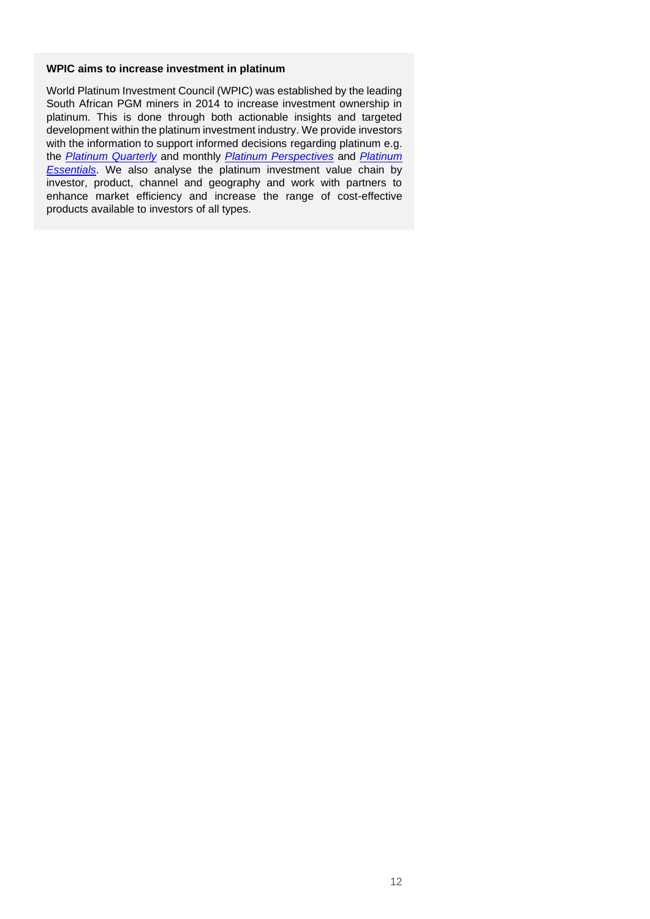**WPIC aims to increase investment in platinum**

World Platinum Investment Council (WPIC) was established by the leading South African PGM miners in 2014 to increase investment ownership in platinum. This is done through both actionable insights and targeted development within the platinum investment industry. We provide investors with the information to support informed decisions regarding platinum e.g. the *Platinum Quarterly* and monthly *Platinum Perspectives* and *Platinum Essentials*. We also analyse the platinum investment value chain by investor, product, channel and geography and work with partners to enhance market efficiency and increase the range of cost-effective products available to investors of all types.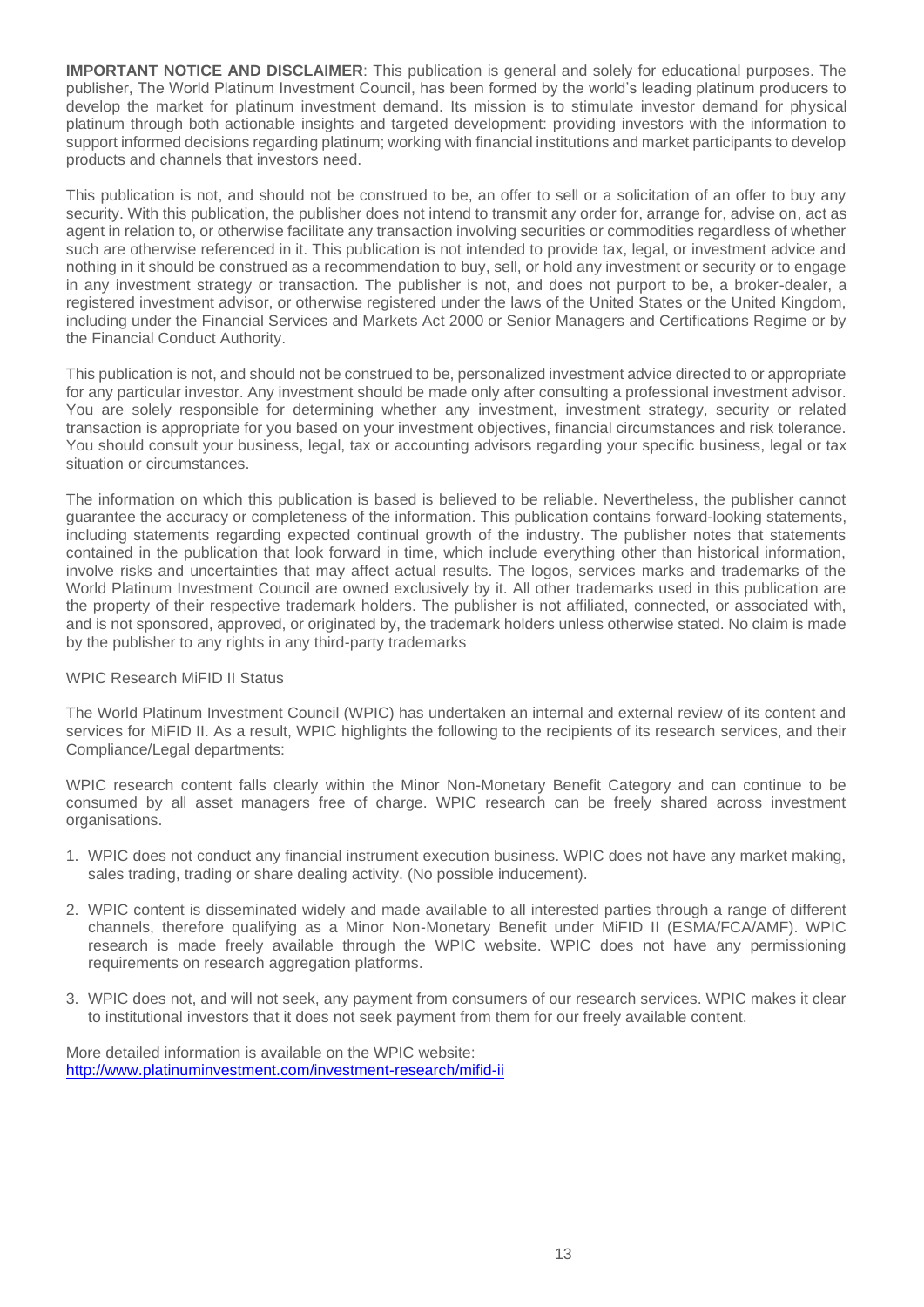**IMPORTANT NOTICE AND DISCLAIMER**: This publication is general and solely for educational purposes. The publisher, The World Platinum Investment Council, has been formed by the world's leading platinum producers to develop the market for platinum investment demand. Its mission is to stimulate investor demand for physical platinum through both actionable insights and targeted development: providing investors with the information to support informed decisions regarding platinum; working with financial institutions and market participants to develop products and channels that investors need.

This publication is not, and should not be construed to be, an offer to sell or a solicitation of an offer to buy any security. With this publication, the publisher does not intend to transmit any order for, arrange for, advise on, act as agent in relation to, or otherwise facilitate any transaction involving securities or commodities regardless of whether such are otherwise referenced in it. This publication is not intended to provide tax, legal, or investment advice and nothing in it should be construed as a recommendation to buy, sell, or hold any investment or security or to engage in any investment strategy or transaction. The publisher is not, and does not purport to be, a broker-dealer, a registered investment advisor, or otherwise registered under the laws of the United States or the United Kingdom, including under the Financial Services and Markets Act 2000 or Senior Managers and Certifications Regime or by the Financial Conduct Authority.

This publication is not, and should not be construed to be, personalized investment advice directed to or appropriate for any particular investor. Any investment should be made only after consulting a professional investment advisor. You are solely responsible for determining whether any investment, investment strategy, security or related transaction is appropriate for you based on your investment objectives, financial circumstances and risk tolerance. You should consult your business, legal, tax or accounting advisors regarding your specific business, legal or tax situation or circumstances.

The information on which this publication is based is believed to be reliable. Nevertheless, the publisher cannot guarantee the accuracy or completeness of the information. This publication contains forward-looking statements, including statements regarding expected continual growth of the industry. The publisher notes that statements contained in the publication that look forward in time, which include everything other than historical information, involve risks and uncertainties that may affect actual results. The logos, services marks and trademarks of the World Platinum Investment Council are owned exclusively by it. All other trademarks used in this publication are the property of their respective trademark holders. The publisher is not affiliated, connected, or associated with, and is not sponsored, approved, or originated by, the trademark holders unless otherwise stated. No claim is made by the publisher to any rights in any third-party trademarks

WPIC Research MiFID II Status

The World Platinum Investment Council (WPIC) has undertaken an internal and external review of its content and services for MiFID II. As a result, WPIC highlights the following to the recipients of its research services, and their Compliance/Legal departments:

WPIC research content falls clearly within the Minor Non-Monetary Benefit Category and can continue to be consumed by all asset managers free of charge. WPIC research can be freely shared across investment organisations.

1. WPIC does not conduct any financial instrument execution business. WPIC does not have any market making, sales trading, trading or share dealing activity. (No possible inducement).
2. WPIC content is disseminated widely and made available to all interested parties through a range of different channels, therefore qualifying as a Minor Non-Monetary Benefit under MiFID II (ESMA/FCA/AMF). WPIC research is made freely available through the WPIC website. WPIC does not have any permissioning requirements on research aggregation platforms.
3. WPIC does not, and will not seek, any payment from consumers of our research services. WPIC makes it clear to institutional investors that it does not seek payment from them for our freely available content.

More detailed information is available on the WPIC website:
http://www.platinuminvestment.com/investment-research/mifid-ii